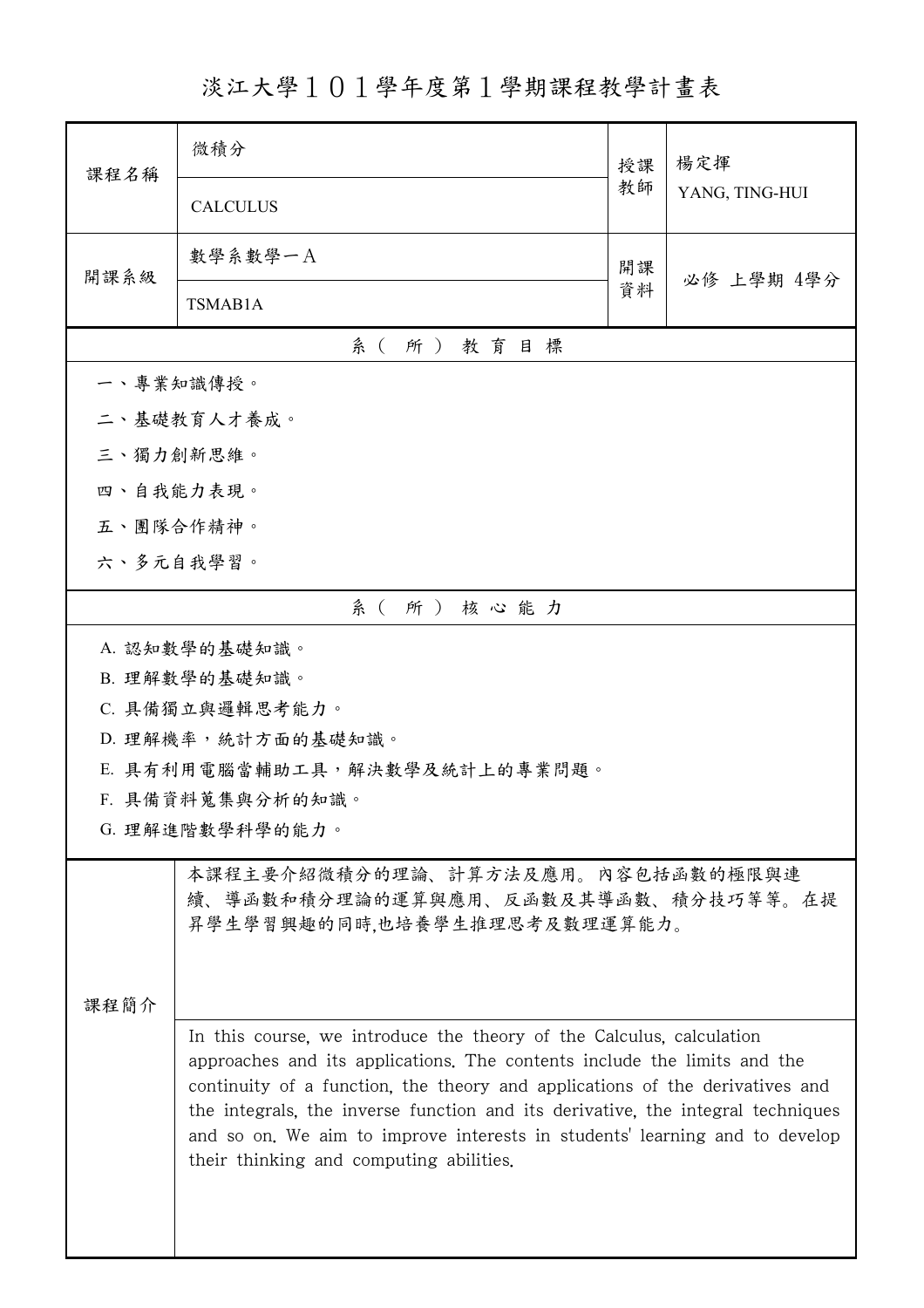# 淡江大學１０１學年度第１學期課程教學計畫表

| 課程名稱 | 微積分<br>CALCULUS | 授課教師 | 楊定揮<br>YANG, TING-HUI |
|---|---|---|---|
| 開課系級 | 數學系數學一A<br>TSMAB1A | 開課資料 | 必修 上學期 4學分 |

## 系（所）教育目標

一、專業知識傳授。

二、基礎教育人才養成。

三、獨力創新思維。

四、自我能力表現。

五、團隊合作精神。

六、多元自我學習。

## 系（所）核心能力

A. 認知數學的基礎知識。

B. 理解數學的基礎知識。

C. 具備獨立與邏輯思考能力。

D. 理解機率，統計方面的基礎知識。

E. 具有利用電腦當輔助工具，解決數學及統計上的專業問題。

F. 具備資料蒐集與分析的知識。

G. 理解進階數學科學的能力。

## 課程簡介

本課程主要介紹微積分的理論、計算方法及應用。內容包括函數的極限與連續、導函數和積分理論的運算與應用、反函數及其導函數、積分技巧等等。在提昇學生學習興趣的同時,也培養學生推理思考及數理運算能力。

In this course, we introduce the theory of the Calculus, calculation approaches and its applications. The contents include the limits and the continuity of a function, the theory and applications of the derivatives and the integrals, the inverse function and its derivative, the integral techniques and so on. We aim to improve interests in students' learning and to develop their thinking and computing abilities.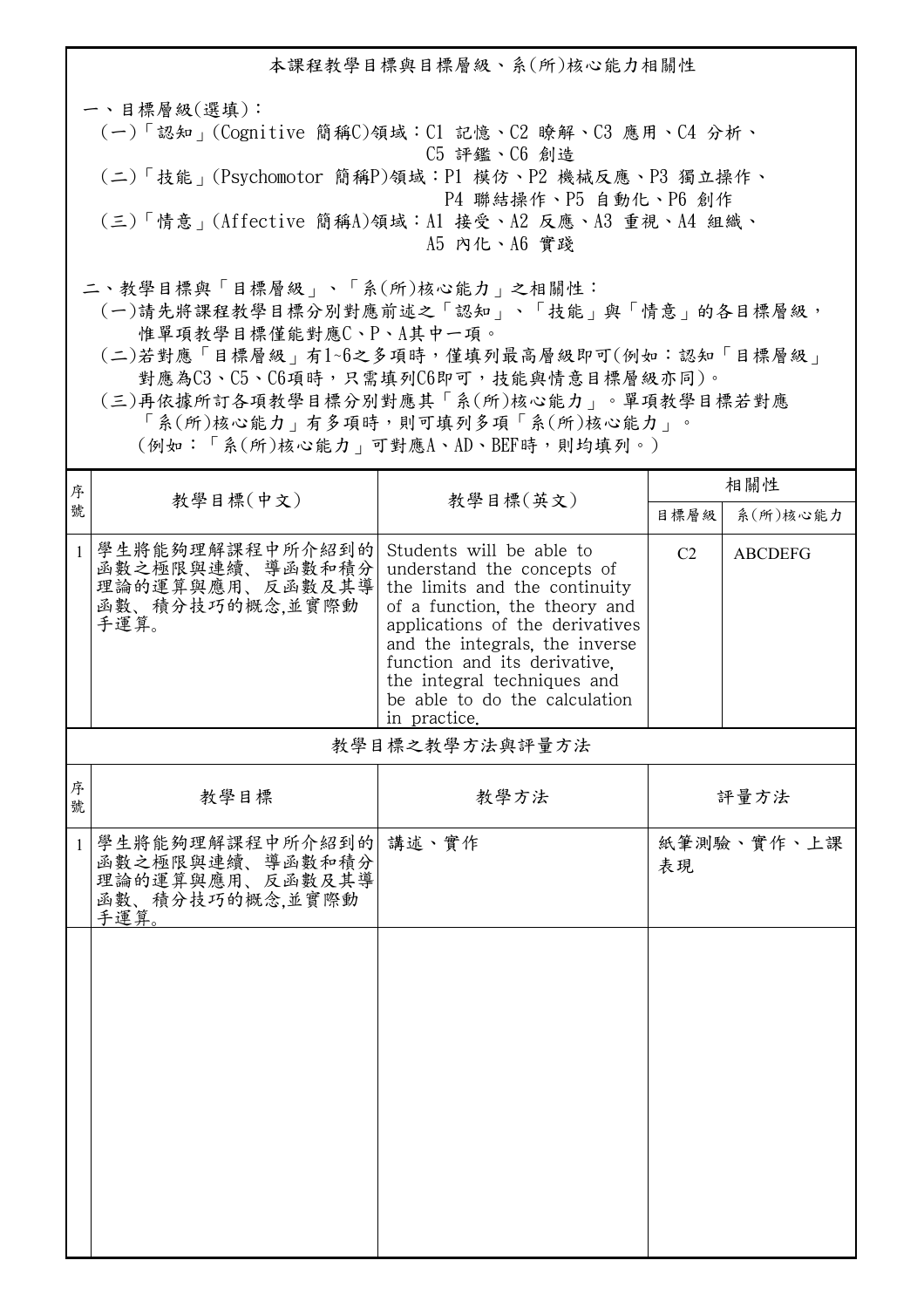## 本課程教學目標與目標層級、系(所)核心能力相關性

一、目標層級(選填)：

(一)「認知」(Cognitive 簡稱C)領域：C1 記憶、C2 瞭解、C3 應用、C4 分析、C5 評鑑、C6 創造

(二)「技能」(Psychomotor 簡稱P)領域：P1 模仿、P2 機械反應、P3 獨立操作、P4 聯結操作、P5 自動化、P6 創作

(三)「情意」(Affective 簡稱A)領域：A1 接受、A2 反應、A3 重視、A4 組織、A5 內化、A6 實踐

二、教學目標與「目標層級」、「系(所)核心能力」之相關性：

(一)請先將課程教學目標分別對應前述之「認知」、「技能」與「情意」的各目標層級，惟單項教學目標僅能對應C、P、A其中一項。

(二)若對應「目標層級」有1~6之多項時，僅填列最高層級即可(例如：認知「目標層級」對應為C3、C5、C6項時，只需填列C6即可，技能與情意目標層級亦同)。

(三)再依據所訂各項教學目標分別對應其「系(所)核心能力」。單項教學目標若對應「系(所)核心能力」有多項時，則可填列多項「系(所)核心能力」。(例如：「系(所)核心能力」可對應A、AD、BEF時，則均填列。)

| 序號 | 教學目標(中文) | 教學目標(英文) | 相關性 | |
|---|---|---|---|---|
| | | | 目標層級 | 系(所)核心能力 |
| 1 | 學生將能夠理解課程中所介紹到的函數之極限與連續、導函數和積分理論的運算與應用、反函數及其導函數、積分技巧的概念,並實際動手運算。 | Students will be able to understand the concepts of the limits and the continuity of a function, the theory and applications of the derivatives and the integrals, the inverse function and its derivative, the integral techniques and be able to do the calculation in practice. | C2 | ABCDEFG |

### 教學目標之教學方法與評量方法

| 序號 | 教學目標 | 教學方法 | 評量方法 |
|---|---|---|---|
| 1 | 學生將能夠理解課程中所介紹到的函數之極限與連續、導函數和積分理論的運算與應用、反函數及其導函數、積分技巧的概念,並實際動手運算。 | 講述、實作 | 紙筆測驗、實作、上課表現 |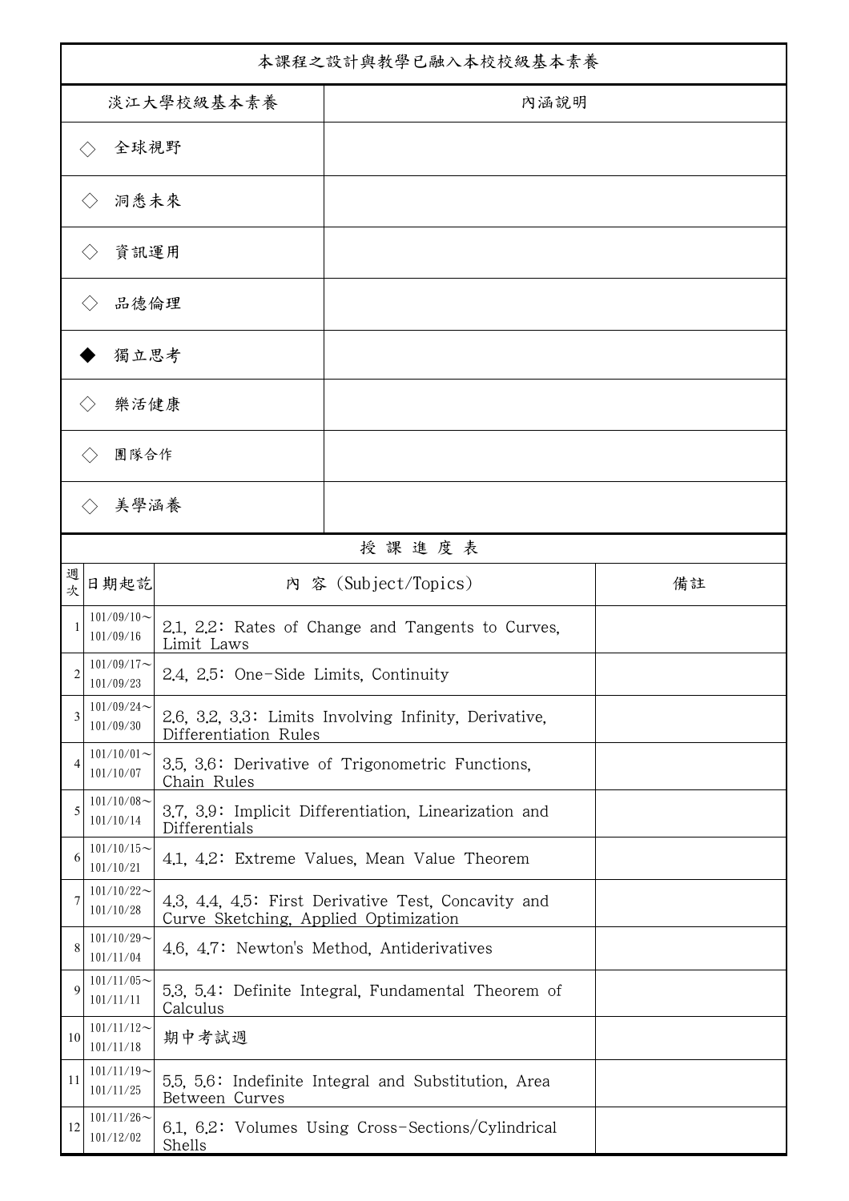| 本課程之設計與教學已融入本校校級基本素養 | |
|---|---|
| 淡江大學校級基本素養 | 內涵說明 |
| ◇ 全球視野 | |
| ◇ 洞悉未來 | |
| ◇ 資訊運用 | |
| ◇ 品德倫理 | |
| ◆ 獨立思考 | |
| ◇ 樂活健康 | |
| ◇ 團隊合作 | |
| ◇ 美學涵養 | |

授 課 進 度 表

| 週次 | 日期起訖 | 內 容 (Subject/Topics) | 備註 |
|---|---|---|---|
| 1 | 101/09/10～101/09/16 | 2.1, 2.2: Rates of Change and Tangents to Curves, Limit Laws | |
| 2 | 101/09/17～101/09/23 | 2.4, 2.5: One-Side Limits, Continuity | |
| 3 | 101/09/24～101/09/30 | 2.6, 3.2, 3.3: Limits Involving Infinity, Derivative, Differentiation Rules | |
| 4 | 101/10/01～101/10/07 | 3.5, 3.6: Derivative of Trigonometric Functions, Chain Rules | |
| 5 | 101/10/08～101/10/14 | 3.7, 3.9: Implicit Differentiation, Linearization and Differentials | |
| 6 | 101/10/15～101/10/21 | 4.1, 4.2: Extreme Values, Mean Value Theorem | |
| 7 | 101/10/22～101/10/28 | 4.3, 4.4, 4.5: First Derivative Test, Concavity and Curve Sketching, Applied Optimization | |
| 8 | 101/10/29～101/11/04 | 4.6, 4.7: Newton's Method, Antiderivatives | |
| 9 | 101/11/05～101/11/11 | 5.3, 5.4: Definite Integral, Fundamental Theorem of Calculus | |
| 10 | 101/11/12～101/11/18 | 期中考試週 | |
| 11 | 101/11/19～101/11/25 | 5.5, 5.6: Indefinite Integral and Substitution, Area Between Curves | |
| 12 | 101/11/26～101/12/02 | 6.1, 6.2: Volumes Using Cross-Sections/Cylindrical Shells | |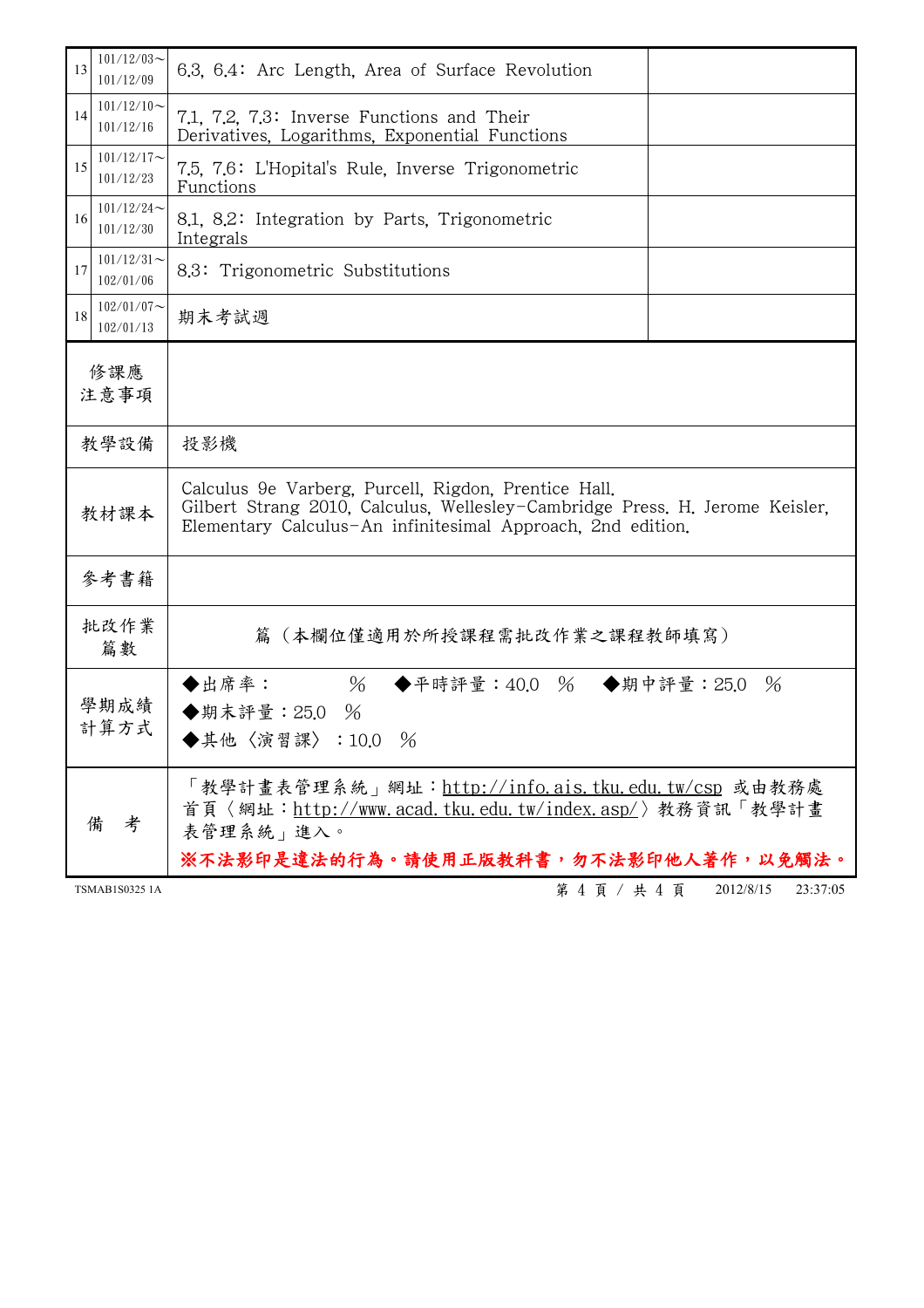| | | | |
|---|---|---|---|
| 13 | 101/12/03～101/12/09 | 6.3, 6.4: Arc Length, Area of Surface Revolution | |
| 14 | 101/12/10～101/12/16 | 7.1, 7.2, 7.3: Inverse Functions and Their Derivatives, Logarithms, Exponential Functions | |
| 15 | 101/12/17～101/12/23 | 7.5, 7.6: L'Hopital's Rule, Inverse Trigonometric Functions | |
| 16 | 101/12/24～101/12/30 | 8.1, 8.2: Integration by Parts, Trigonometric Integrals | |
| 17 | 101/12/31～102/01/06 | 8.3: Trigonometric Substitutions | |
| 18 | 102/01/07～102/01/13 | 期末考試週 | |

| | |
|---|---|
| 修課應注意事項 | |
| 教學設備 | 投影機 |
| 教材課本 | Calculus 9e Varberg, Purcell, Rigdon, Prentice Hall. Gilbert Strang 2010, Calculus, Wellesley-Cambridge Press. H. Jerome Keisler, Elementary Calculus-An infinitesimal Approach, 2nd edition. |
| 參考書籍 | |
| 批改作業篇數 | 篇（本欄位僅適用於所授課程需批改作業之課程教師填寫） |
| 學期成績計算方式 | ◆出席率：　　%　◆平時評量：40.0 %　◆期中評量：25.0 %<br>◆期末評量：25.0 %<br>◆其他〈演習課〉：10.0 % |
| 備　考 | 「教學計畫表管理系統」網址：http://info.ais.tku.edu.tw/csp 或由教務處首頁〈網址：http://www.acad.tku.edu.tw/index.asp/〉教務資訊「教學計畫表管理系統」進入。<br>**※不法影印是違法的行為。請使用正版教科書，勿不法影印他人著作，以免觸法。** |

TSMAB1S0325 1A　　2012/8/15　23:37:05